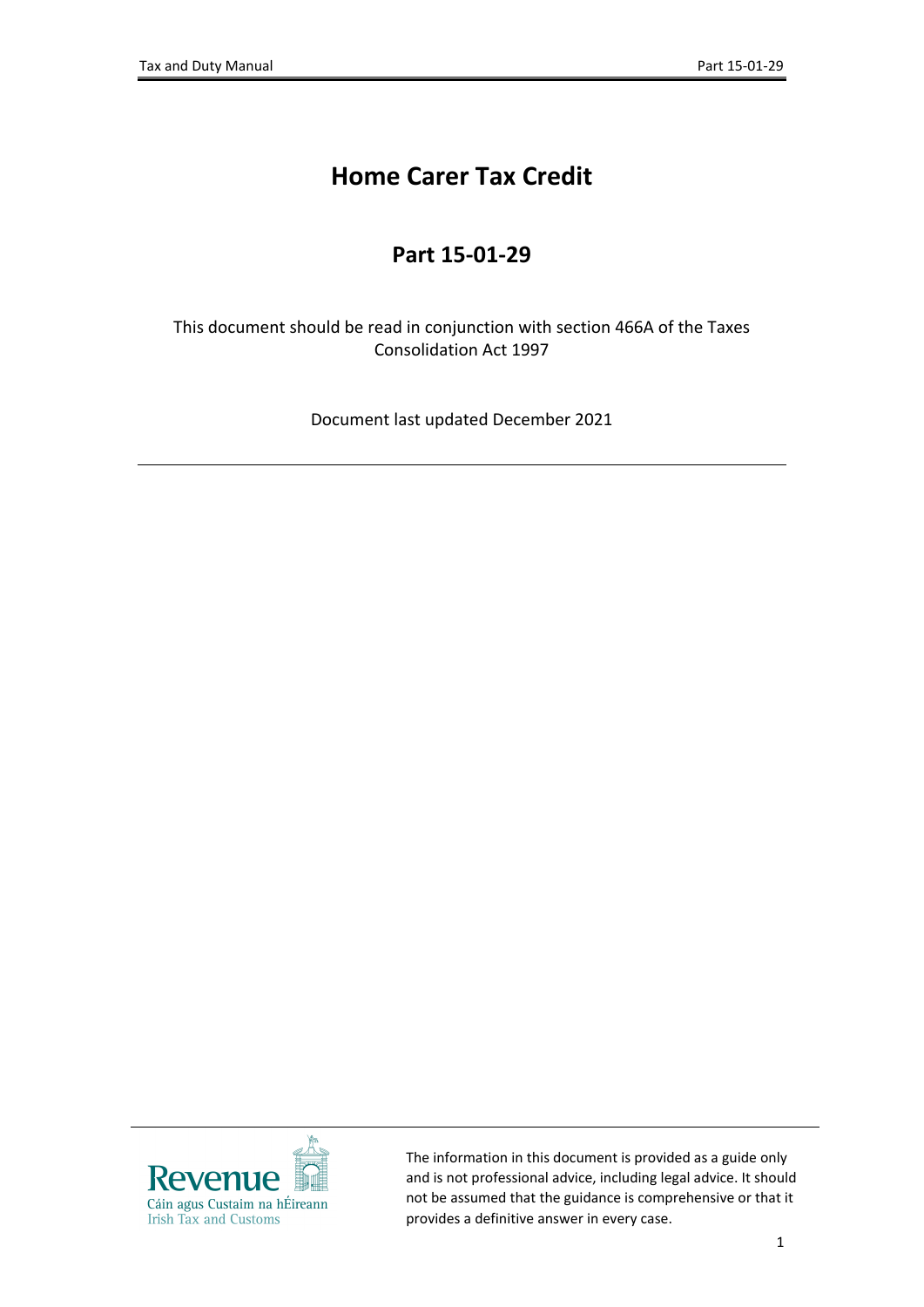# Home Carer Tax Credit

## Part 15-01-29

This document should be read in conjunction with section 466A of the Taxes Consolidation Act 1997

Document last updated December 2021

---

The information in this document is provided as a guide only and is not professional advice, including legal advice. It should not be assumed that the guidance is comprehensive or that it provides a definitive answer in every case.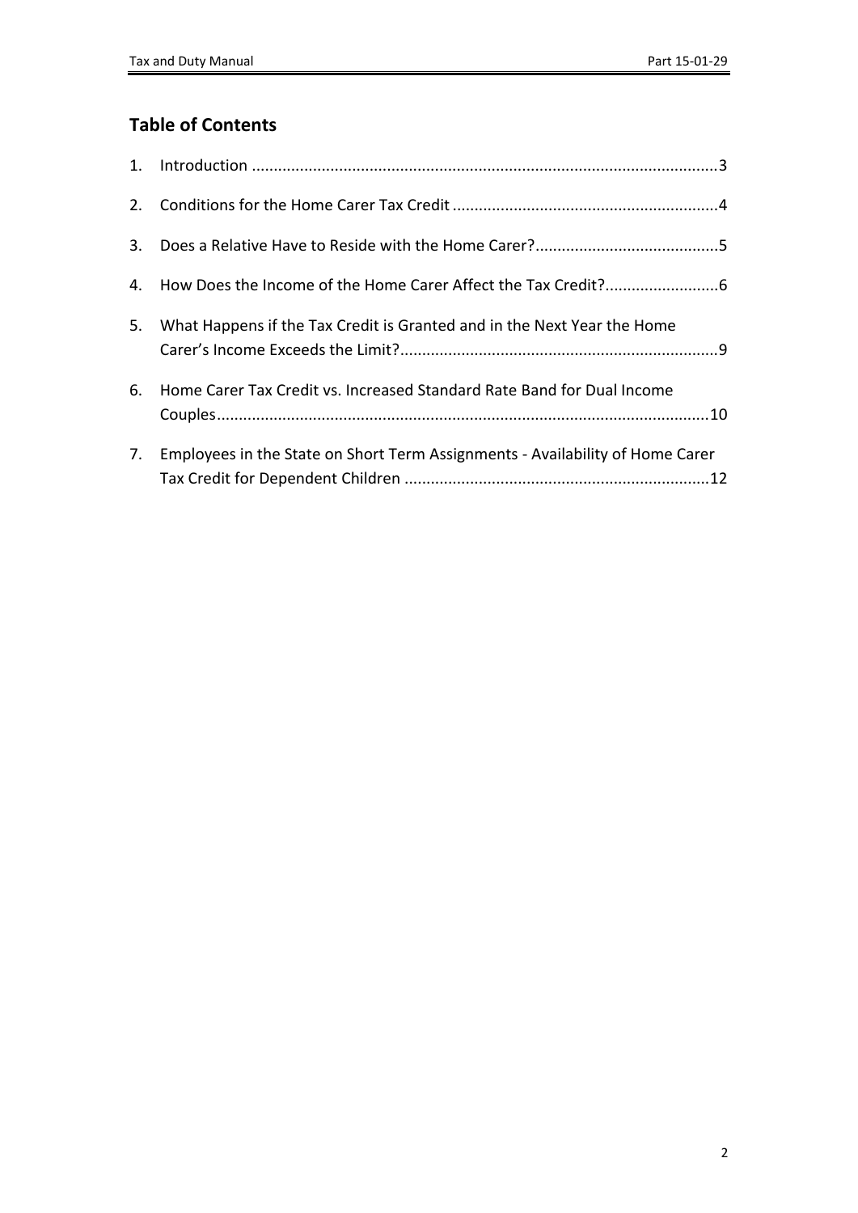## Table of Contents

1. Introduction ..........................................................................................................3
2. Conditions for the Home Carer Tax Credit ............................................................4
3. Does a Relative Have to Reside with the Home Carer?..........................................5
4. How Does the Income of the Home Carer Affect the Tax Credit?..........................6
5. What Happens if the Tax Credit is Granted and in the Next Year the Home Carer's Income Exceeds the Limit?........................................................................9
6. Home Carer Tax Credit vs. Increased Standard Rate Band for Dual Income Couples................................................................................................................10
7. Employees in the State on Short Term Assignments - Availability of Home Carer Tax Credit for Dependent Children .....................................................................12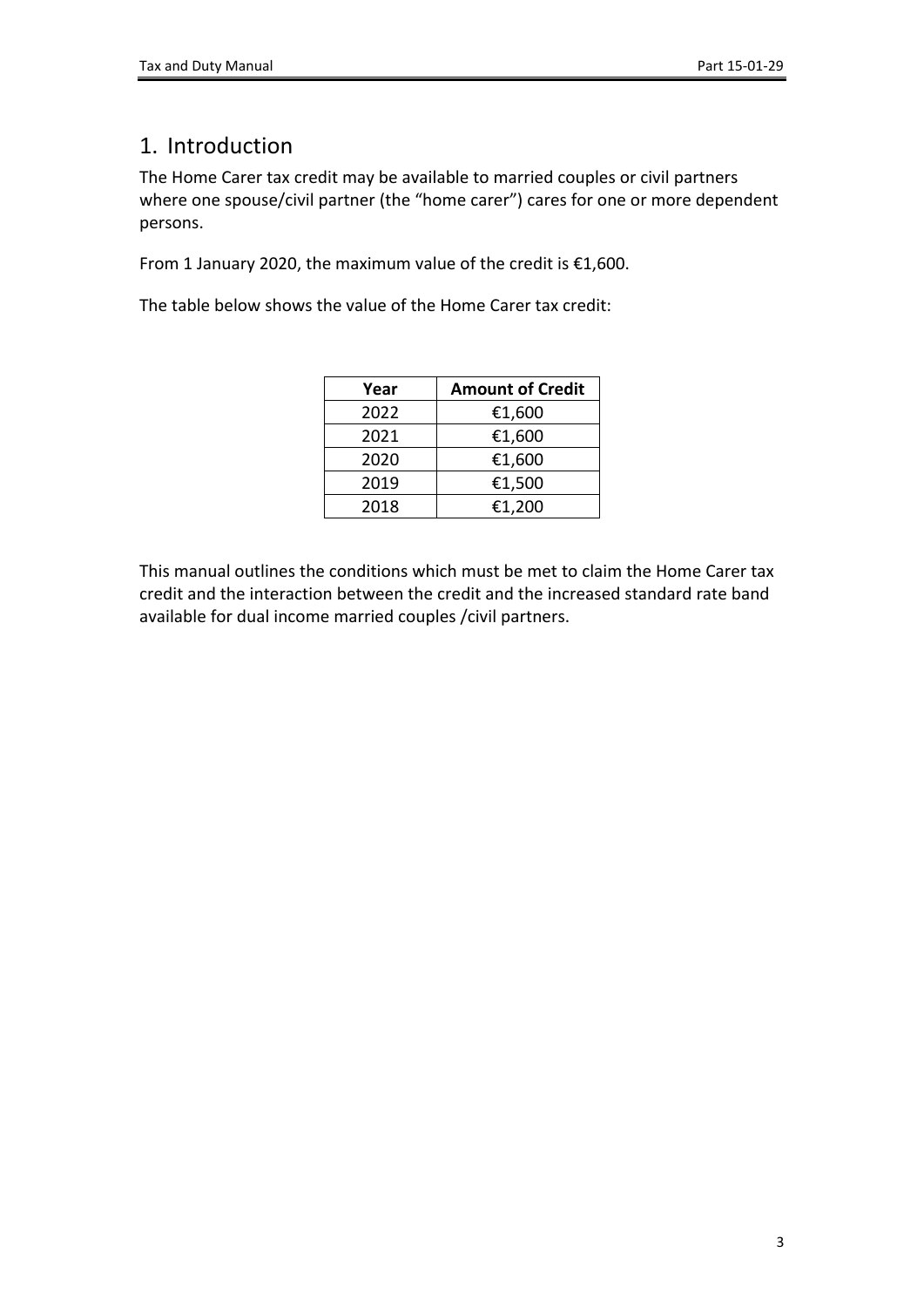# 1. Introduction

The Home Carer tax credit may be available to married couples or civil partners where one spouse/civil partner (the "home carer") cares for one or more dependent persons.

From 1 January 2020, the maximum value of the credit is €1,600.

The table below shows the value of the Home Carer tax credit:

| Year | Amount of Credit |
|---|---|
| 2022 | €1,600 |
| 2021 | €1,600 |
| 2020 | €1,600 |
| 2019 | €1,500 |
| 2018 | €1,200 |

This manual outlines the conditions which must be met to claim the Home Carer tax credit and the interaction between the credit and the increased standard rate band available for dual income married couples /civil partners.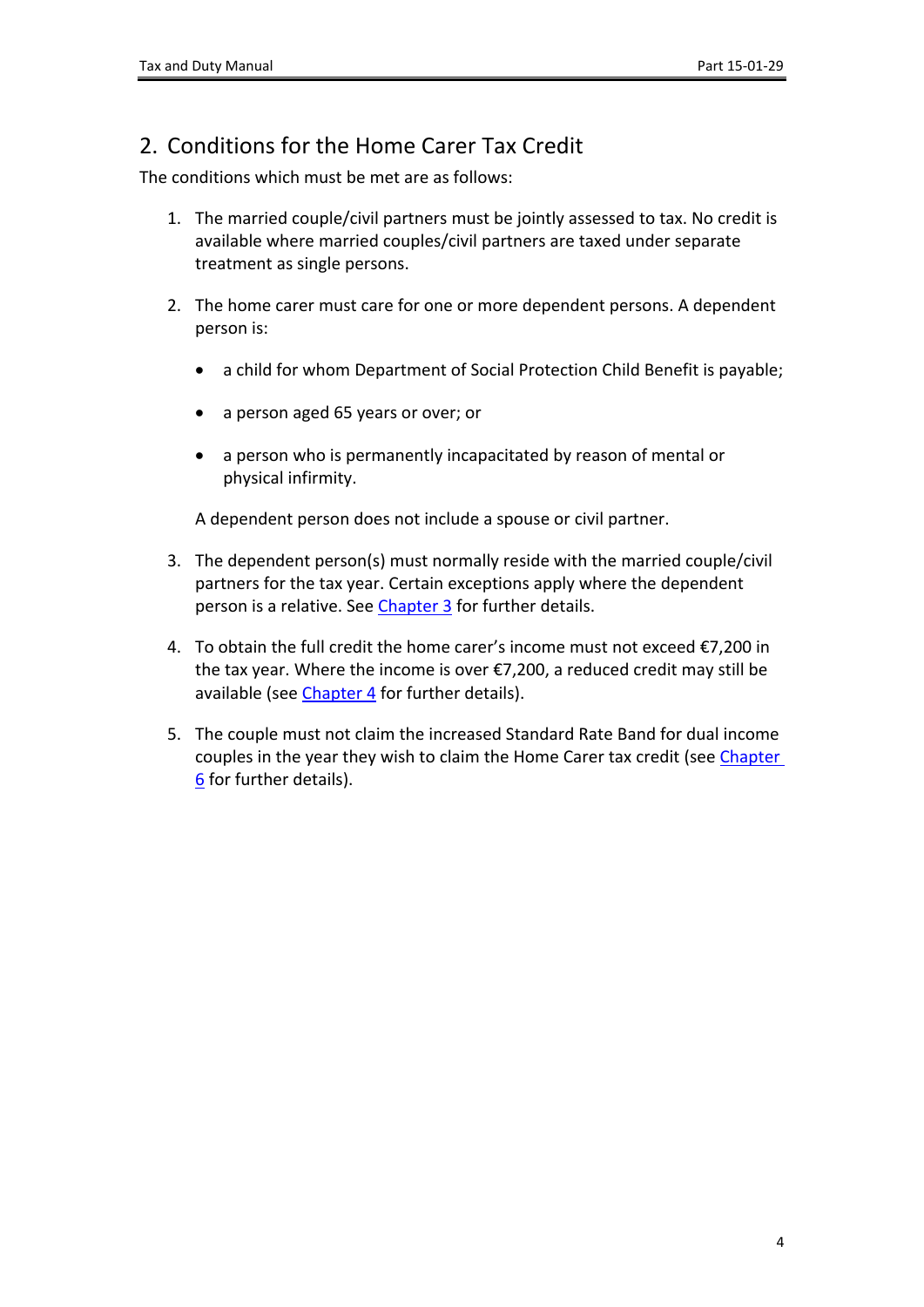## 2. Conditions for the Home Carer Tax Credit

The conditions which must be met are as follows:

1. The married couple/civil partners must be jointly assessed to tax. No credit is available where married couples/civil partners are taxed under separate treatment as single persons.

2. The home carer must care for one or more dependent persons. A dependent person is:

   - a child for whom Department of Social Protection Child Benefit is payable;
   - a person aged 65 years or over; or
   - a person who is permanently incapacitated by reason of mental or physical infirmity.

   A dependent person does not include a spouse or civil partner.

3. The dependent person(s) must normally reside with the married couple/civil partners for the tax year. Certain exceptions apply where the dependent person is a relative. See Chapter 3 for further details.

4. To obtain the full credit the home carer's income must not exceed €7,200 in the tax year. Where the income is over €7,200, a reduced credit may still be available (see Chapter 4 for further details).

5. The couple must not claim the increased Standard Rate Band for dual income couples in the year they wish to claim the Home Carer tax credit (see Chapter 6 for further details).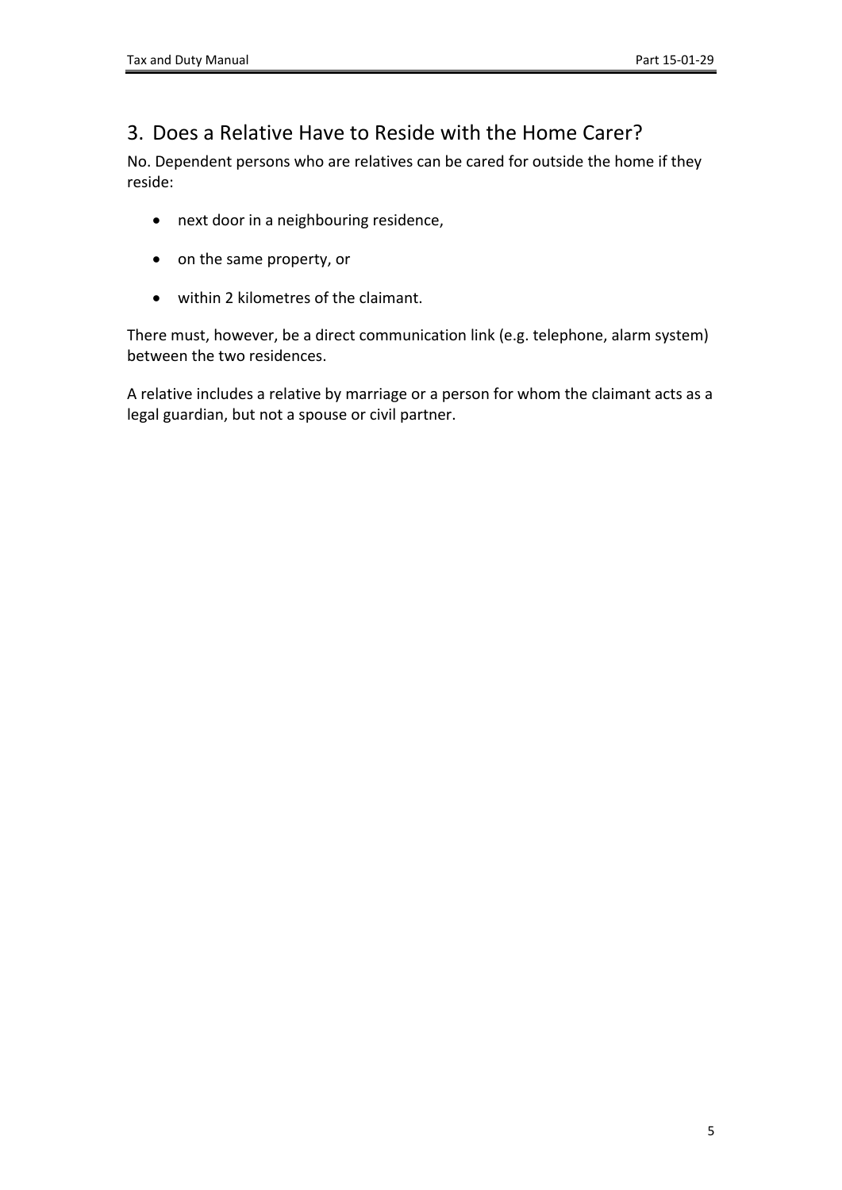## 3. Does a Relative Have to Reside with the Home Carer?

No. Dependent persons who are relatives can be cared for outside the home if they reside:

- next door in a neighbouring residence,
- on the same property, or
- within 2 kilometres of the claimant.

There must, however, be a direct communication link (e.g. telephone, alarm system) between the two residences.

A relative includes a relative by marriage or a person for whom the claimant acts as a legal guardian, but not a spouse or civil partner.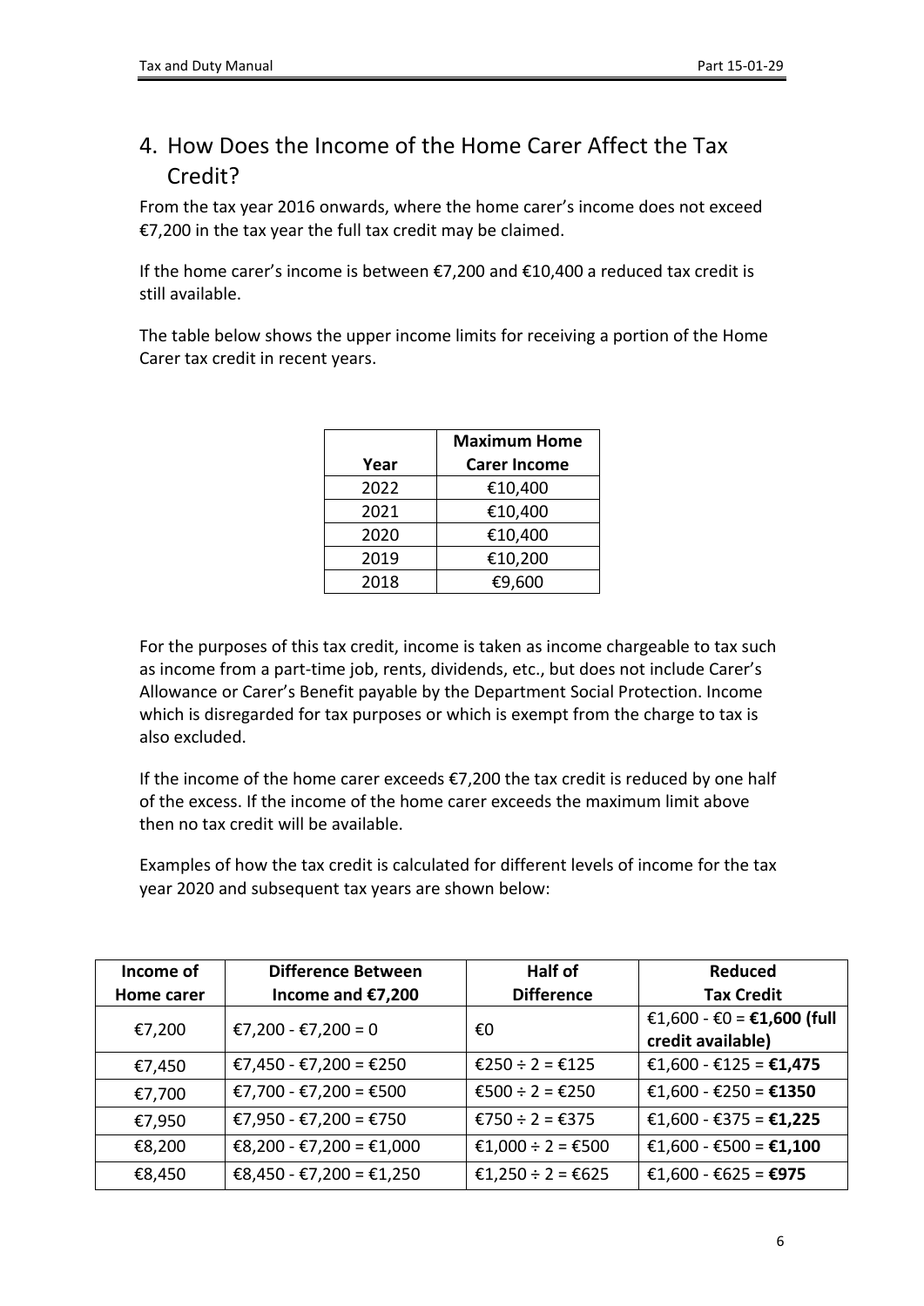## 4. How Does the Income of the Home Carer Affect the Tax Credit?

From the tax year 2016 onwards, where the home carer's income does not exceed €7,200 in the tax year the full tax credit may be claimed.

If the home carer's income is between €7,200 and €10,400 a reduced tax credit is still available.

The table below shows the upper income limits for receiving a portion of the Home Carer tax credit in recent years.

| Year | Maximum Home Carer Income |
|---|---|
| 2022 | €10,400 |
| 2021 | €10,400 |
| 2020 | €10,400 |
| 2019 | €10,200 |
| 2018 | €9,600 |

For the purposes of this tax credit, income is taken as income chargeable to tax such as income from a part-time job, rents, dividends, etc., but does not include Carer's Allowance or Carer's Benefit payable by the Department Social Protection. Income which is disregarded for tax purposes or which is exempt from the charge to tax is also excluded.

If the income of the home carer exceeds €7,200 the tax credit is reduced by one half of the excess. If the income of the home carer exceeds the maximum limit above then no tax credit will be available.

Examples of how the tax credit is calculated for different levels of income for the tax year 2020 and subsequent tax years are shown below:

| Income of Home carer | Difference Between Income and €7,200 | Half of Difference | Reduced Tax Credit |
|---|---|---|---|
| €7,200 | €7,200 - €7,200 = 0 | €0 | €1,600 - €0 = **€1,600 (full credit available)** |
| €7,450 | €7,450 - €7,200 = €250 | €250 ÷ 2 = €125 | €1,600 - €125 = **€1,475** |
| €7,700 | €7,700 - €7,200 = €500 | €500 ÷ 2 = €250 | €1,600 - €250 = **€1350** |
| €7,950 | €7,950 - €7,200 = €750 | €750 ÷ 2 = €375 | €1,600 - €375 = **€1,225** |
| €8,200 | €8,200 - €7,200 = €1,000 | €1,000 ÷ 2 = €500 | €1,600 - €500 = **€1,100** |
| €8,450 | €8,450 - €7,200 = €1,250 | €1,250 ÷ 2 = €625 | €1,600 - €625 = **€975** |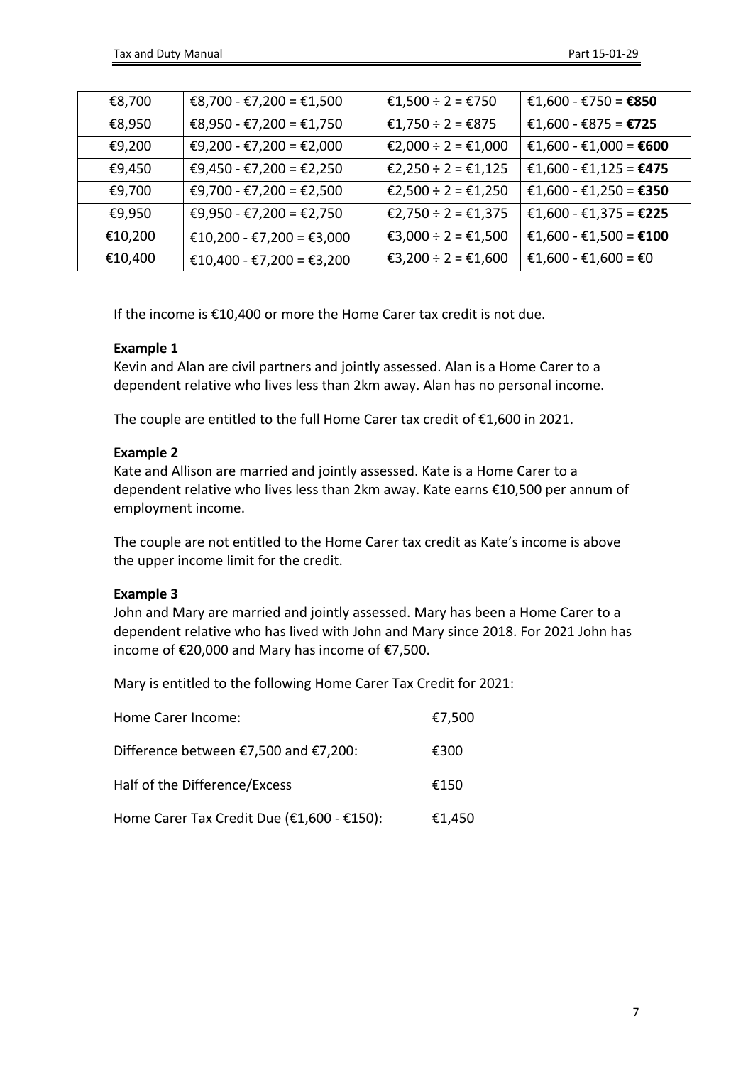| | | | |
|---|---|---|---|
| €8,700 | €8,700 - €7,200 = €1,500 | €1,500 ÷ 2 = €750 | €1,600 - €750 = **€850** |
| €8,950 | €8,950 - €7,200 = €1,750 | €1,750 ÷ 2 = €875 | €1,600 - €875 = **€725** |
| €9,200 | €9,200 - €7,200 = €2,000 | €2,000 ÷ 2 = €1,000 | €1,600 - €1,000 = **€600** |
| €9,450 | €9,450 - €7,200 = €2,250 | €2,250 ÷ 2 = €1,125 | €1,600 - €1,125 = **€475** |
| €9,700 | €9,700 - €7,200 = €2,500 | €2,500 ÷ 2 = €1,250 | €1,600 - €1,250 = **€350** |
| €9,950 | €9,950 - €7,200 = €2,750 | €2,750 ÷ 2 = €1,375 | €1,600 - €1,375 = **€225** |
| €10,200 | €10,200 - €7,200 = €3,000 | €3,000 ÷ 2 = €1,500 | €1,600 - €1,500 = **€100** |
| €10,400 | €10,400 - €7,200 = €3,200 | €3,200 ÷ 2 = €1,600 | €1,600 - €1,600 = €0 |

If the income is €10,400 or more the Home Carer tax credit is not due.

**Example 1**

Kevin and Alan are civil partners and jointly assessed. Alan is a Home Carer to a dependent relative who lives less than 2km away. Alan has no personal income.

The couple are entitled to the full Home Carer tax credit of €1,600 in 2021.

**Example 2**

Kate and Allison are married and jointly assessed. Kate is a Home Carer to a dependent relative who lives less than 2km away. Kate earns €10,500 per annum of employment income.

The couple are not entitled to the Home Carer tax credit as Kate's income is above the upper income limit for the credit.

**Example 3**

John and Mary are married and jointly assessed. Mary has been a Home Carer to a dependent relative who has lived with John and Mary since 2018. For 2021 John has income of €20,000 and Mary has income of €7,500.

Mary is entitled to the following Home Carer Tax Credit for 2021:

| | |
|---|---|
| Home Carer Income: | €7,500 |
| Difference between €7,500 and €7,200: | €300 |
| Half of the Difference/Excess | €150 |
| Home Carer Tax Credit Due (€1,600 - €150): | €1,450 |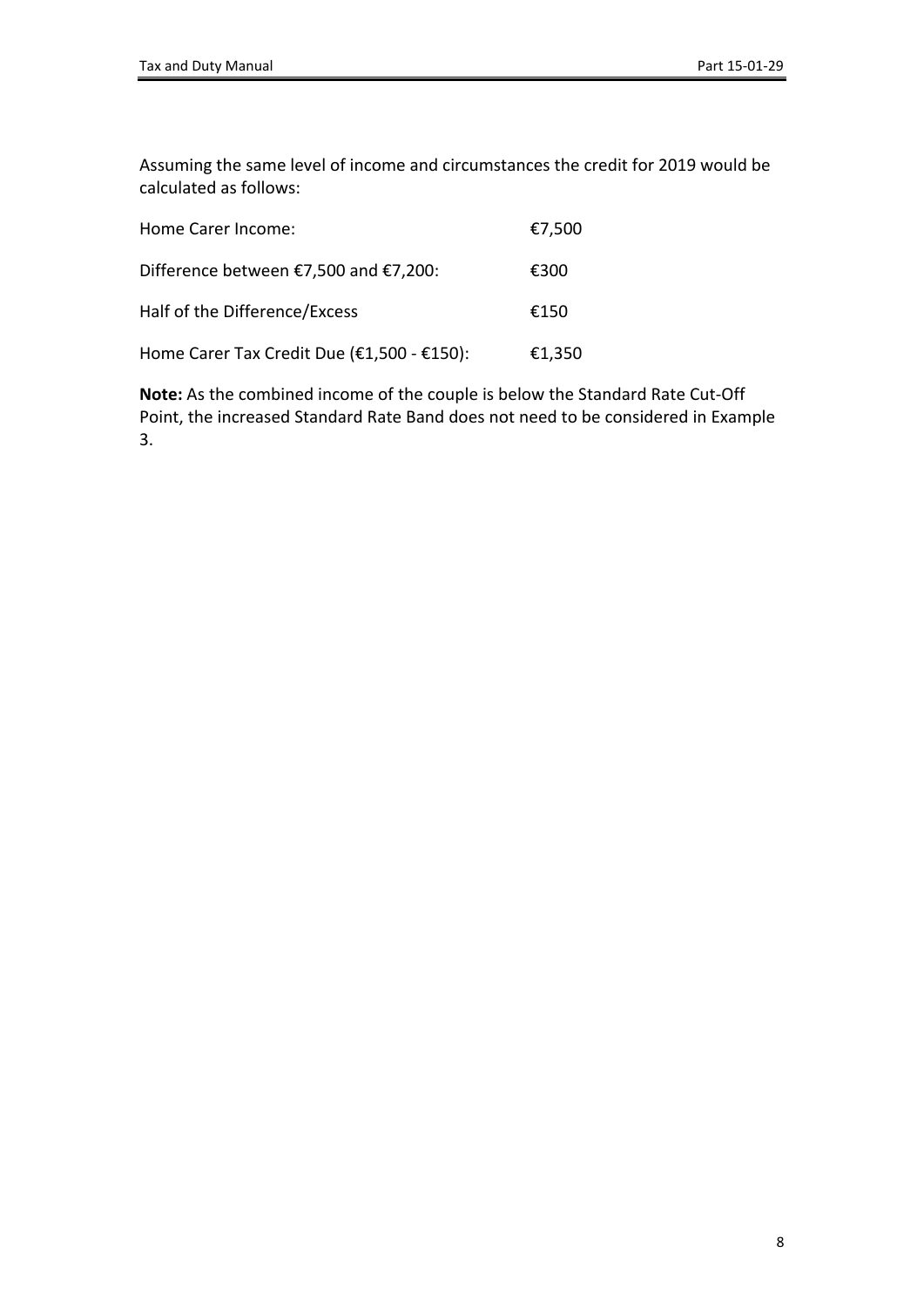Assuming the same level of income and circumstances the credit for 2019 would be calculated as follows:

| | |
|---|---|
| Home Carer Income: | €7,500 |
| Difference between €7,500 and €7,200: | €300 |
| Half of the Difference/Excess | €150 |
| Home Carer Tax Credit Due (€1,500 - €150): | €1,350 |

**Note:** As the combined income of the couple is below the Standard Rate Cut-Off Point, the increased Standard Rate Band does not need to be considered in Example 3.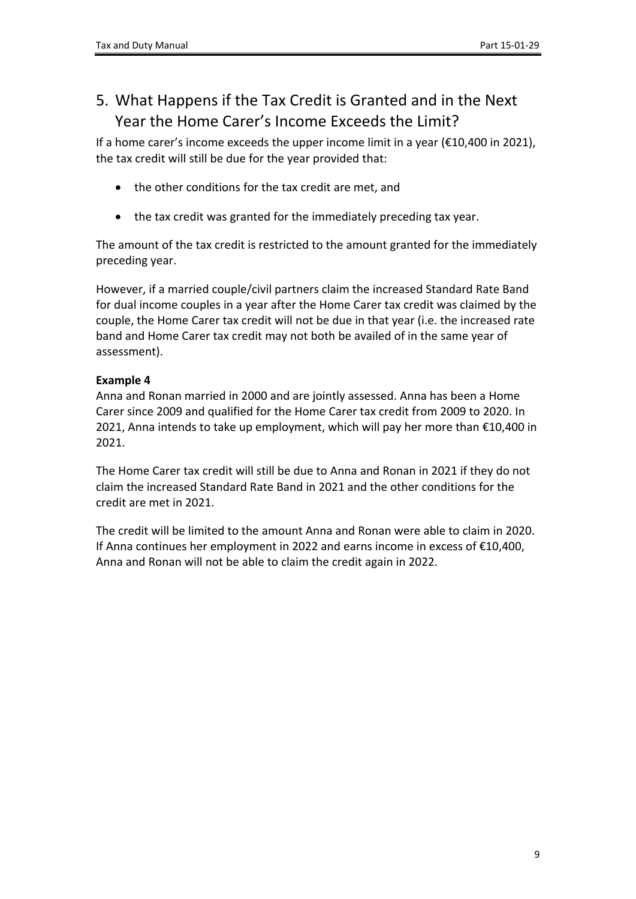## 5. What Happens if the Tax Credit is Granted and in the Next Year the Home Carer's Income Exceeds the Limit?

If a home carer's income exceeds the upper income limit in a year (€10,400 in 2021), the tax credit will still be due for the year provided that:

- the other conditions for the tax credit are met, and
- the tax credit was granted for the immediately preceding tax year.

The amount of the tax credit is restricted to the amount granted for the immediately preceding year.

However, if a married couple/civil partners claim the increased Standard Rate Band for dual income couples in a year after the Home Carer tax credit was claimed by the couple, the Home Carer tax credit will not be due in that year (i.e. the increased rate band and Home Carer tax credit may not both be availed of in the same year of assessment).

**Example 4**

Anna and Ronan married in 2000 and are jointly assessed. Anna has been a Home Carer since 2009 and qualified for the Home Carer tax credit from 2009 to 2020. In 2021, Anna intends to take up employment, which will pay her more than €10,400 in 2021.

The Home Carer tax credit will still be due to Anna and Ronan in 2021 if they do not claim the increased Standard Rate Band in 2021 and the other conditions for the credit are met in 2021.

The credit will be limited to the amount Anna and Ronan were able to claim in 2020. If Anna continues her employment in 2022 and earns income in excess of €10,400, Anna and Ronan will not be able to claim the credit again in 2022.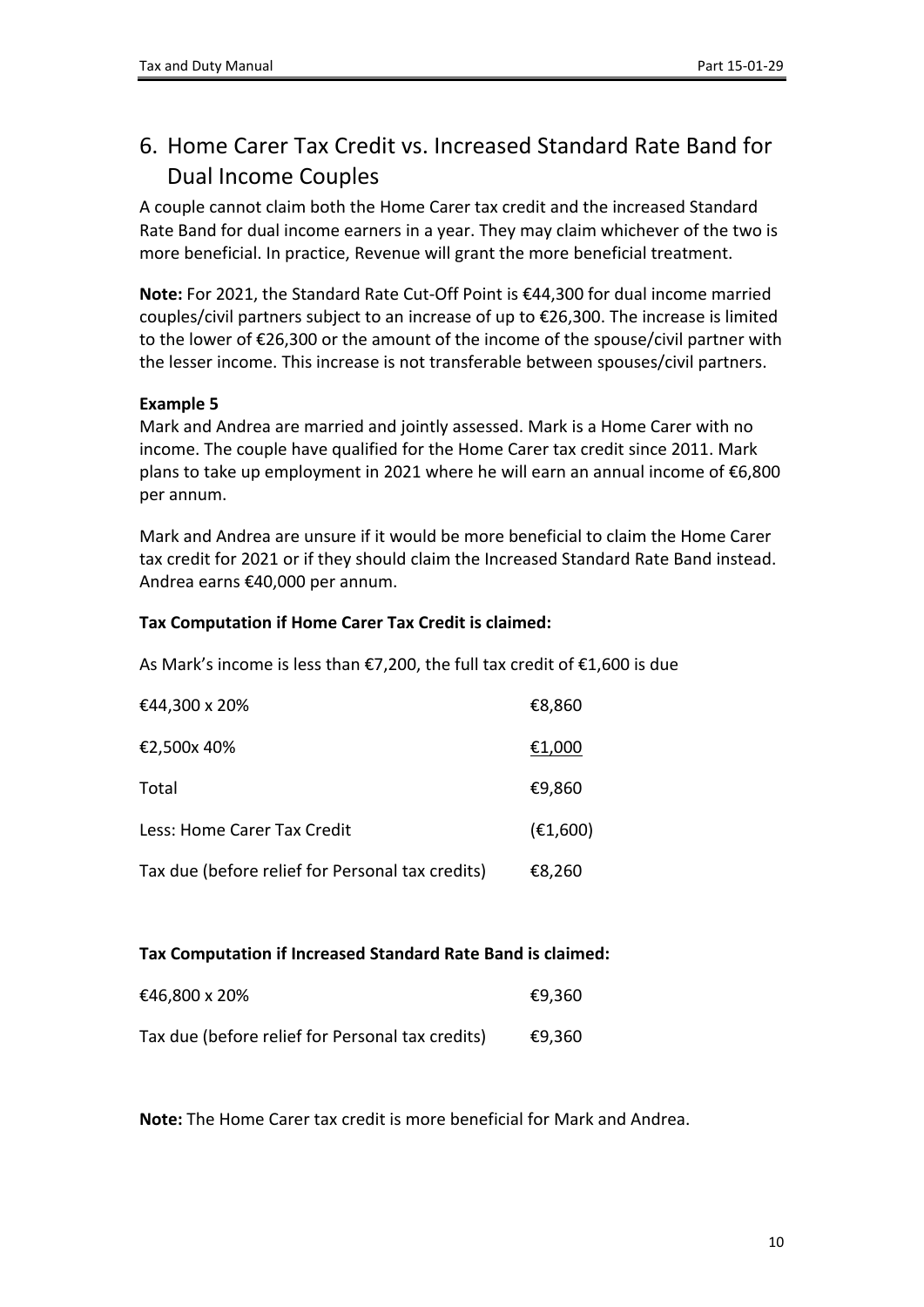## 6. Home Carer Tax Credit vs. Increased Standard Rate Band for Dual Income Couples

A couple cannot claim both the Home Carer tax credit and the increased Standard Rate Band for dual income earners in a year. They may claim whichever of the two is more beneficial. In practice, Revenue will grant the more beneficial treatment.

**Note:** For 2021, the Standard Rate Cut-Off Point is €44,300 for dual income married couples/civil partners subject to an increase of up to €26,300. The increase is limited to the lower of €26,300 or the amount of the income of the spouse/civil partner with the lesser income. This increase is not transferable between spouses/civil partners.

**Example 5**

Mark and Andrea are married and jointly assessed. Mark is a Home Carer with no income. The couple have qualified for the Home Carer tax credit since 2011. Mark plans to take up employment in 2021 where he will earn an annual income of €6,800 per annum.

Mark and Andrea are unsure if it would be more beneficial to claim the Home Carer tax credit for 2021 or if they should claim the Increased Standard Rate Band instead. Andrea earns €40,000 per annum.

**Tax Computation if Home Carer Tax Credit is claimed:**

As Mark's income is less than €7,200, the full tax credit of €1,600 is due

| | |
|---|---|
| €44,300 x 20% | €8,860 |
| €2,500x 40% | €1,000 |
| Total | €9,860 |
| Less: Home Carer Tax Credit | (€1,600) |
| Tax due (before relief for Personal tax credits) | €8,260 |

**Tax Computation if Increased Standard Rate Band is claimed:**

| | |
|---|---|
| €46,800 x 20% | €9,360 |
| Tax due (before relief for Personal tax credits) | €9,360 |

**Note:** The Home Carer tax credit is more beneficial for Mark and Andrea.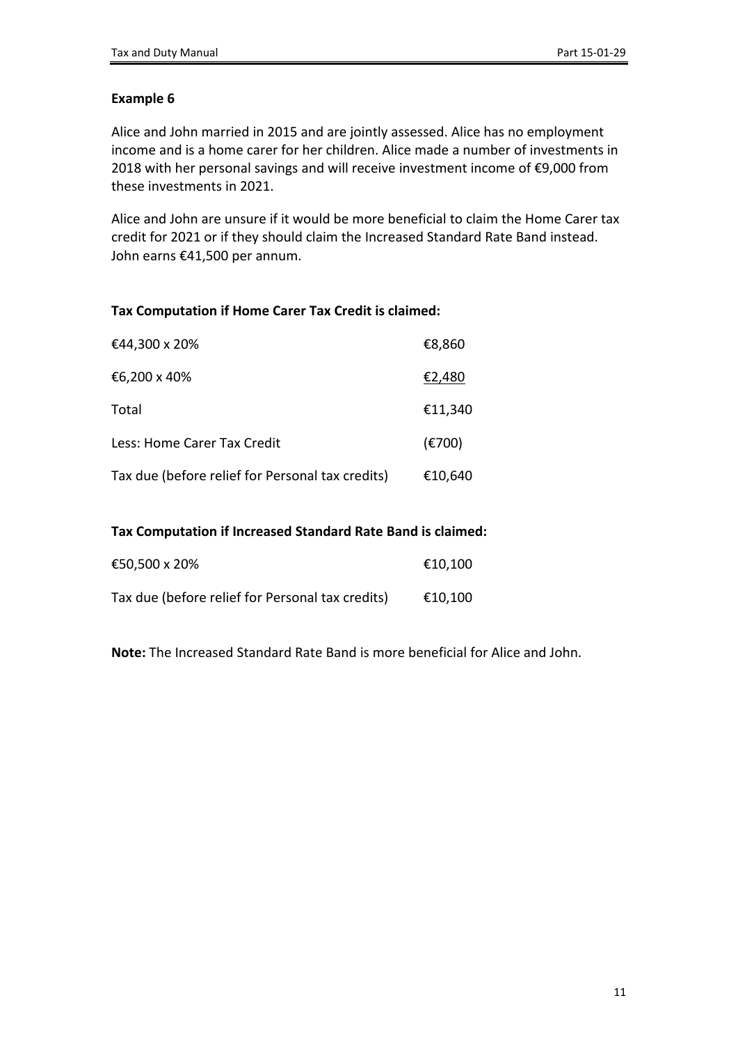**Example 6**

Alice and John married in 2015 and are jointly assessed. Alice has no employment income and is a home carer for her children. Alice made a number of investments in 2018 with her personal savings and will receive investment income of €9,000 from these investments in 2021.

Alice and John are unsure if it would be more beneficial to claim the Home Carer tax credit for 2021 or if they should claim the Increased Standard Rate Band instead. John earns €41,500 per annum.

**Tax Computation if Home Carer Tax Credit is claimed:**

| | |
|---|---|
| €44,300 x 20% | €8,860 |
| €6,200 x 40% | €2,480 |
| Total | €11,340 |
| Less: Home Carer Tax Credit | (€700) |
| Tax due (before relief for Personal tax credits) | €10,640 |

**Tax Computation if Increased Standard Rate Band is claimed:**

| | |
|---|---|
| €50,500 x 20% | €10,100 |
| Tax due (before relief for Personal tax credits) | €10,100 |

**Note:** The Increased Standard Rate Band is more beneficial for Alice and John.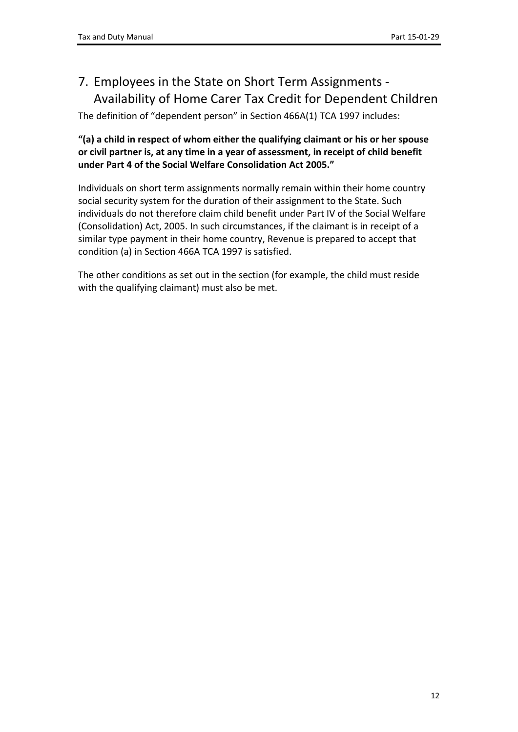# 7. Employees in the State on Short Term Assignments - Availability of Home Carer Tax Credit for Dependent Children

The definition of "dependent person" in Section 466A(1) TCA 1997 includes:

**"(a) a child in respect of whom either the qualifying claimant or his or her spouse or civil partner is, at any time in a year of assessment, in receipt of child benefit under Part 4 of the Social Welfare Consolidation Act 2005."**

Individuals on short term assignments normally remain within their home country social security system for the duration of their assignment to the State. Such individuals do not therefore claim child benefit under Part IV of the Social Welfare (Consolidation) Act, 2005. In such circumstances, if the claimant is in receipt of a similar type payment in their home country, Revenue is prepared to accept that condition (a) in Section 466A TCA 1997 is satisfied.

The other conditions as set out in the section (for example, the child must reside with the qualifying claimant) must also be met.